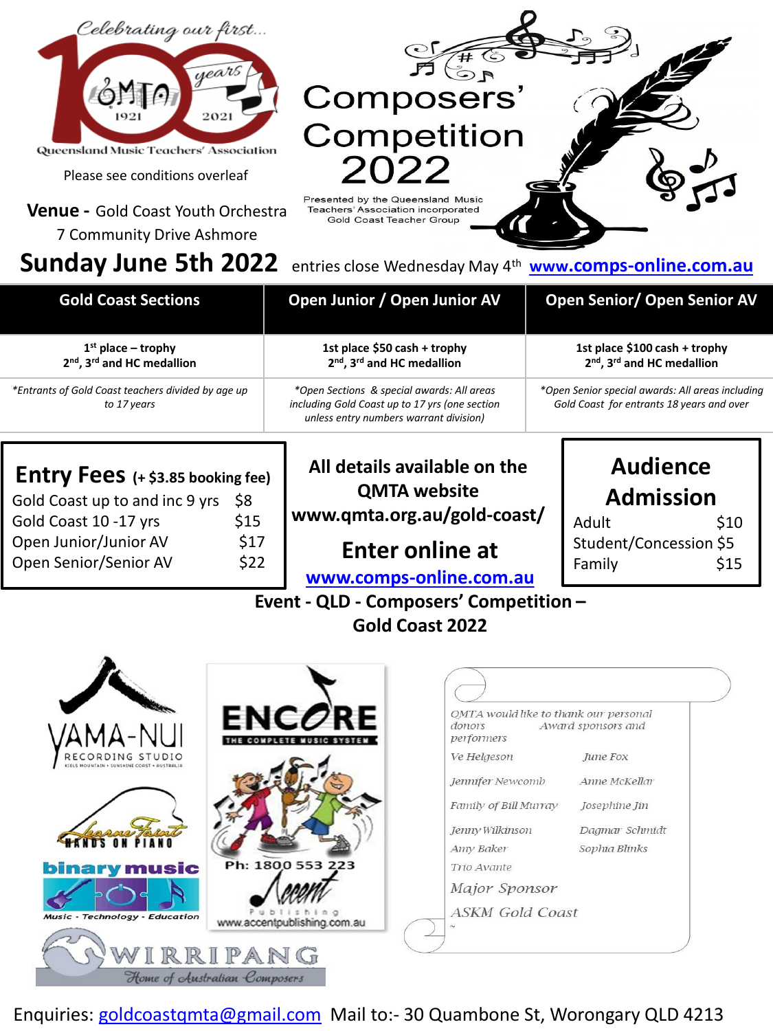Celebrating our first... 100 years

QMTA 1921 2021

Queensland Music Teachers' Association

Please see conditions overleaf

# Composers' Competition 2022

Presented by the Queensland Music Teachers' Association incorporated Gold Coast Teacher Group

**Venue -** Gold Coast Youth Orchestra
7 Community Drive Ashmore

## Sunday June 5th 2022

entries close Wednesday May 4th **www.comps-online.com.au**

| Gold Coast Sections | Open Junior / Open Junior AV | Open Senior/ Open Senior AV |
|---|---|---|
| **1st place – trophy**<br>**2nd, 3rd and HC medallion** | **1st place $50 cash + trophy**<br>**2nd, 3rd and HC medallion** | **1st place $100 cash + trophy**<br>**2nd, 3rd and HC medallion** |
| *\*Entrants of Gold Coast teachers divided by age up to 17 years* | *\*Open Sections & special awards: All areas including Gold Coast up to 17 yrs (one section unless entry numbers warrant division)* | *\*Open Senior special awards: All areas including Gold Coast for entrants 18 years and over* |

### Entry Fees (+ $3.85 booking fee)

| | |
|---|---|
| Gold Coast up to and inc 9 yrs | $8 |
| Gold Coast 10 -17 yrs | $15 |
| Open Junior/Junior AV | $17 |
| Open Senior/Senior AV | $22 |

**All details available on the QMTA website www.qmta.org.au/gold-coast/**

**Enter online at**
**www.comps-online.com.au**

### Audience Admission

| | |
|---|---|
| Adult | $10 |
| Student/Concession | $5 |
| Family | $15 |

**Event - QLD - Composers' Competition – Gold Coast 2022**

YAMA-NUI RECORDING STUDIO

Leanne Faint HANDS ON PIANO

binary music — Music · Technology · Education

ENCORE THE COMPLETE MUSIC SYSTEM

Ph: 1800 553 223

Accent Publishing www.accentpublishing.com.au

WIRRIPANG Home of Australian Composers

*QMTA would like to thank our personal donors Award sponsors and performers*

*Ve Helgeson* — *June Fox*
*Jennifer Newcomb* — *Anne McKellar*
*Family of Bill Murray* — *Josephine Jin*
*Jenny Wilkinson* — *Dagmar Schmidt*
*Amy Baker* — *Sophia Blinks*
*Trio Avante*

*Major Sponsor*
*ASKM Gold Coast*

Enquiries: goldcoastqmta@gmail.com Mail to:- 30 Quambone St, Worongary QLD 4213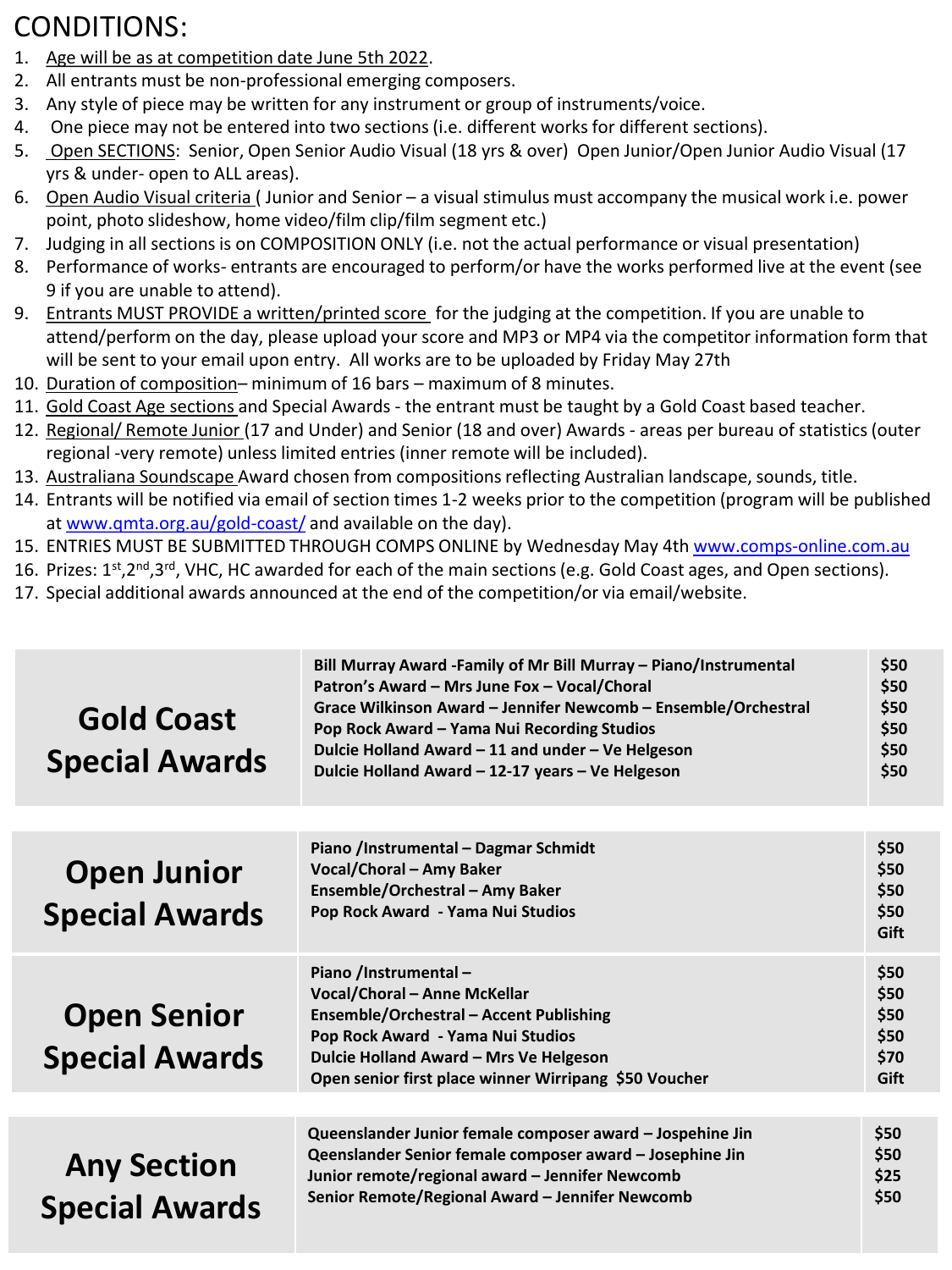# CONDITIONS:

1. Age will be as at competition date June 5th 2022.
2. All entrants must be non-professional emerging composers.
3. Any style of piece may be written for any instrument or group of instruments/voice.
4. One piece may not be entered into two sections (i.e. different works for different sections).
5. Open SECTIONS: Senior, Open Senior Audio Visual (18 yrs & over) Open Junior/Open Junior Audio Visual (17 yrs & under- open to ALL areas).
6. Open Audio Visual criteria ( Junior and Senior – a visual stimulus must accompany the musical work i.e. power point, photo slideshow, home video/film clip/film segment etc.)
7. Judging in all sections is on COMPOSITION ONLY (i.e. not the actual performance or visual presentation)
8. Performance of works- entrants are encouraged to perform/or have the works performed live at the event (see 9 if you are unable to attend).
9. Entrants MUST PROVIDE a written/printed score for the judging at the competition. If you are unable to attend/perform on the day, please upload your score and MP3 or MP4 via the competitor information form that will be sent to your email upon entry. All works are to be uploaded by Friday May 27th
10. Duration of composition– minimum of 16 bars – maximum of 8 minutes.
11. Gold Coast Age sections and Special Awards - the entrant must be taught by a Gold Coast based teacher.
12. Regional/ Remote Junior (17 and Under) and Senior (18 and over) Awards - areas per bureau of statistics (outer regional -very remote) unless limited entries (inner remote will be included).
13. Australiana Soundscape Award chosen from compositions reflecting Australian landscape, sounds, title.
14. Entrants will be notified via email of section times 1-2 weeks prior to the competition (program will be published at www.qmta.org.au/gold-coast/ and available on the day).
15. ENTRIES MUST BE SUBMITTED THROUGH COMPS ONLINE by Wednesday May 4th www.comps-online.com.au
16. Prizes: 1st,2nd,3rd, VHC, HC awarded for each of the main sections (e.g. Gold Coast ages, and Open sections).
17. Special additional awards announced at the end of the competition/or via email/website.

| | | |
|---|---|---|
| **Gold Coast Special Awards** | **Bill Murray Award -Family of Mr Bill Murray – Piano/Instrumental**<br>**Patron's Award – Mrs June Fox – Vocal/Choral**<br>**Grace Wilkinson Award – Jennifer Newcomb – Ensemble/Orchestral**<br>**Pop Rock Award – Yama Nui Recording Studios**<br>**Dulcie Holland Award – 11 and under – Ve Helgeson**<br>**Dulcie Holland Award – 12-17 years – Ve Helgeson** | **$50**<br>**$50**<br>**$50**<br>**$50**<br>**$50**<br>**$50** |
| **Open Junior Special Awards** | **Piano /Instrumental – Dagmar Schmidt**<br>**Vocal/Choral – Amy Baker**<br>**Ensemble/Orchestral – Amy Baker**<br>**Pop Rock Award - Yama Nui Studios** | **$50**<br>**$50**<br>**$50**<br>**$50**<br>**Gift** |
| **Open Senior Special Awards** | **Piano /Instrumental –**<br>**Vocal/Choral – Anne McKellar**<br>**Ensemble/Orchestral – Accent Publishing**<br>**Pop Rock Award - Yama Nui Studios**<br>**Dulcie Holland Award – Mrs Ve Helgeson**<br>**Open senior first place winner Wirripang $50 Voucher** | **$50**<br>**$50**<br>**$50**<br>**$50**<br>**$70**<br>**Gift** |
| **Any Section Special Awards** | **Queenslander Junior female composer award – Josephine Jin**<br>**Qeenslander Senior female composer award – Josephine Jin**<br>**Junior remote/regional award – Jennifer Newcomb**<br>**Senior Remote/Regional Award – Jennifer Newcomb** | **$50**<br>**$50**<br>**$25**<br>**$50** |